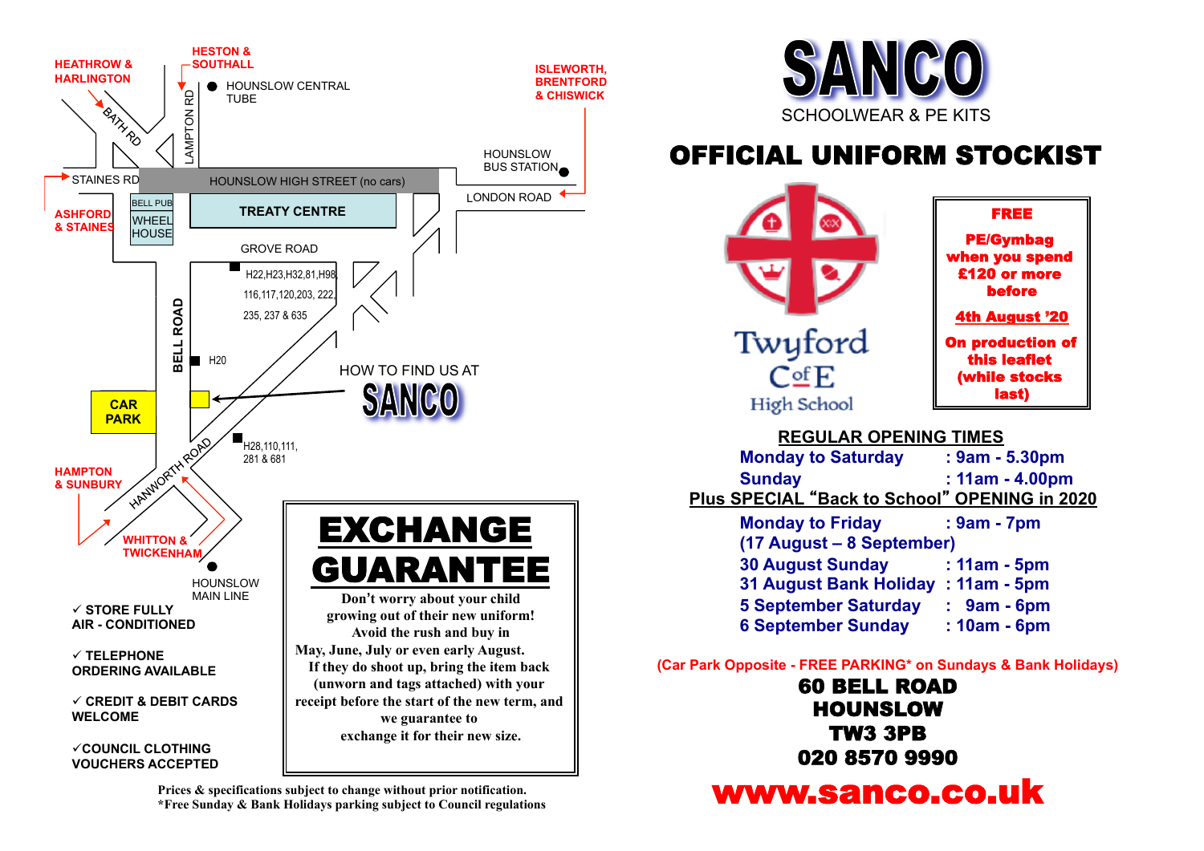# SANCO

SCHOOLWEAR & PE KITS

## OFFICIAL UNIFORM STOCKIST

Twyford C of E High School

**FREE**

**PE/Gymbag when you spend £120 or more before**

**4th August '20**

**On production of this leaflet (while stocks last)**

### REGULAR OPENING TIMES

| | |
|---|---|
| Monday to Saturday | : 9am - 5.30pm |
| Sunday | : 11am - 4.00pm |

**Plus SPECIAL "Back to School" OPENING in 2020**

| | |
|---|---|
| Monday to Friday (17 August – 8 September) | : 9am - 7pm |
| 30 August Sunday | : 11am - 5pm |
| 31 August Bank Holiday | : 11am - 5pm |
| 5 September Saturday | : 9am - 6pm |
| 6 September Sunday | : 10am - 6pm |

(Car Park Opposite - FREE PARKING* on Sundays & Bank Holidays)

**60 BELL ROAD**
**HOUNSLOW**
**TW3 3PB**
**020 8570 9990**

**www.sanco.co.uk**

HOW TO FIND US AT SANCO

HEATHROW & HARLINGTON · HESTON & SOUTHALL · HOUNSLOW CENTRAL TUBE · ISLEWORTH, BRENTFORD & CHISWICK · BATH RD · LAMPTON RD · HOUNSLOW BUS STATION · STAINES RD · HOUNSLOW HIGH STREET (no cars) · LONDON ROAD · ASHFORD & STAINES · BELL PUB · WHEEL HOUSE · TREATY CENTRE · GROVE ROAD · H22,H23,H32,81,H98, 116,117,120,203, 222, 235, 237 & 635 · BELL ROAD · H20 · CAR PARK · H28,110,111, 281 & 681 · HAMPTON & SUNBURY · HANWORTH ROAD · WHITTON & TWICKENHAM · HOUNSLOW MAIN LINE

- ✓ STORE FULLY AIR - CONDITIONED
- ✓ TELEPHONE ORDERING AVAILABLE
- ✓ CREDIT & DEBIT CARDS WELCOME
- ✓ COUNCIL CLOTHING VOUCHERS ACCEPTED

## EXCHANGE GUARANTEE

Don't worry about your child growing out of their new uniform! Avoid the rush and buy in May, June, July or even early August. If they do shoot up, bring the item back (unworn and tags attached) with your receipt before the start of the new term, and we guarantee to exchange it for their new size.

Prices & specifications subject to change without prior notification.
*Free Sunday & Bank Holidays parking subject to Council regulations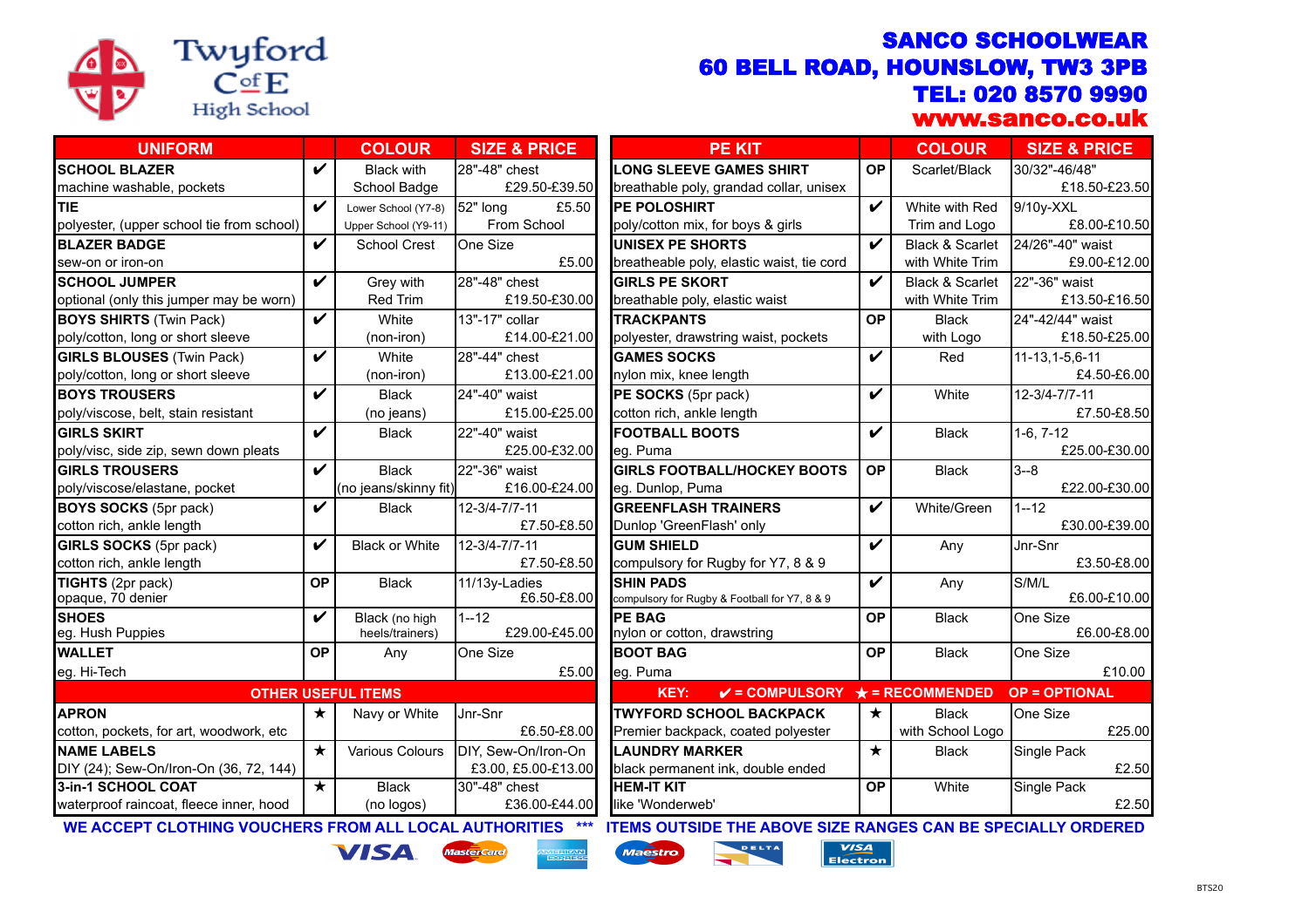Twyford C of E High School

# SANCO SCHOOLWEAR
# 60 BELL ROAD, HOUNSLOW, TW3 3PB
# TEL: 020 8570 9990
# www.sanco.co.uk

| UNIFORM | | COLOUR | SIZE & PRICE |
|---|---|---|---|
| **SCHOOL BLAZER** machine washable, pockets | ✔ | Black with School Badge | 28"-48" chest £29.50-£39.50 |
| **TIE** polyester, (upper school tie from school) | ✔ | Lower School (Y7-8) Upper School (Y9-11) | 52" long £5.50 From School |
| **BLAZER BADGE** sew-on or iron-on | ✔ | School Crest | One Size £5.00 |
| **SCHOOL JUMPER** optional (only this jumper may be worn) | ✔ | Grey with Red Trim | 28"-48" chest £19.50-£30.00 |
| **BOYS SHIRTS** (Twin Pack) poly/cotton, long or short sleeve | ✔ | White (non-iron) | 13"-17" collar £14.00-£21.00 |
| **GIRLS BLOUSES** (Twin Pack) poly/cotton, long or short sleeve | ✔ | White (non-iron) | 28"-44" chest £13.00-£21.00 |
| **BOYS TROUSERS** poly/viscose, belt, stain resistant | ✔ | Black (no jeans) | 24"-40" waist £15.00-£25.00 |
| **GIRLS SKIRT** poly/visc, side zip, sewn down pleats | ✔ | Black | 22"-40" waist £25.00-£32.00 |
| **GIRLS TROUSERS** poly/viscose/elastane, pocket | ✔ | Black (no jeans/skinny fit) | 22"-36" waist £16.00-£24.00 |
| **BOYS SOCKS** (5pr pack) cotton rich, ankle length | ✔ | Black | 12-3/4-7/7-11 £7.50-£8.50 |
| **GIRLS SOCKS** (5pr pack) cotton rich, ankle length | ✔ | Black or White | 12-3/4-7/7-11 £7.50-£8.50 |
| **TIGHTS** (2pr pack) opaque, 70 denier | OP | Black | 11/13y-Ladies £6.50-£8.00 |
| **SHOES** eg. Hush Puppies | ✔ | Black (no high heels/trainers) | 1--12 £29.00-£45.00 |
| **WALLET** eg. Hi-Tech | OP | Any | One Size £5.00 |
| **OTHER USEFUL ITEMS** | | | |
| **APRON** cotton, pockets, for art, woodwork, etc | ★ | Navy or White | Jnr-Snr £6.50-£8.00 |
| **NAME LABELS** DIY (24); Sew-On/Iron-On (36, 72, 144) | ★ | Various Colours | DIY, Sew-On/Iron-On £3.00, £5.00-£13.00 |
| **3-in-1 SCHOOL COAT** waterproof raincoat, fleece inner, hood | ★ | Black (no logos) | 30"-48" chest £36.00-£44.00 |

| PE KIT | | COLOUR | SIZE & PRICE |
|---|---|---|---|
| **LONG SLEEVE GAMES SHIRT** breathable poly, grandad collar, unisex | OP | Scarlet/Black | 30/32"-46/48" £18.50-£23.50 |
| **PE POLOSHIRT** poly/cotton mix, for boys & girls | ✔ | White with Red Trim and Logo | 9/10y-XXL £8.00-£10.50 |
| **UNISEX PE SHORTS** breatheable poly, elastic waist, tie cord | ✔ | Black & Scarlet with White Trim | 24/26"-40" waist £9.00-£12.00 |
| **GIRLS PE SKORT** breathable poly, elastic waist | ✔ | Black & Scarlet with White Trim | 22"-36" waist £13.50-£16.50 |
| **TRACKPANTS** polyester, drawstring waist, pockets | OP | Black with Logo | 24"-42/44" waist £18.50-£25.00 |
| **GAMES SOCKS** nylon mix, knee length | ✔ | Red | 11-13,1-5,6-11 £4.50-£6.00 |
| **PE SOCKS** (5pr pack) cotton rich, ankle length | ✔ | White | 12-3/4-7/7-11 £7.50-£8.50 |
| **FOOTBALL BOOTS** eg. Puma | ✔ | Black | 1-6, 7-12 £25.00-£30.00 |
| **GIRLS FOOTBALL/HOCKEY BOOTS** eg. Dunlop, Puma | OP | Black | 3--8 £22.00-£30.00 |
| **GREENFLASH TRAINERS** Dunlop 'GreenFlash' only | ✔ | White/Green | 1--12 £30.00-£39.00 |
| **GUM SHIELD** compulsory for Rugby for Y7, 8 & 9 | ✔ | Any | Jnr-Snr £3.50-£8.00 |
| **SHIN PADS** compulsory for Rugby & Football for Y7, 8 & 9 | ✔ | Any | S/M/L £6.00-£10.00 |
| **PE BAG** nylon or cotton, drawstring | OP | Black | One Size £6.00-£8.00 |
| **BOOT BAG** eg. Puma | OP | Black | One Size £10.00 |
| **KEY: ✔ = COMPULSORY ★ = RECOMMENDED OP = OPTIONAL** | | | |
| **TWYFORD SCHOOL BACKPACK** Premier backpack, coated polyester | ★ | Black with School Logo | One Size £25.00 |
| **LAUNDRY MARKER** black permanent ink, double ended | ★ | Black | Single Pack £2.50 |
| **HEM-IT KIT** like 'Wonderweb' | OP | White | Single Pack £2.50 |

**WE ACCEPT CLOTHING VOUCHERS FROM ALL LOCAL AUTHORITIES \*\*\* ITEMS OUTSIDE THE ABOVE SIZE RANGES CAN BE SPECIALLY ORDERED**

VISA MasterCard AMERICAN EXPRESS Maestro DELTA VISA Electron

BTS20